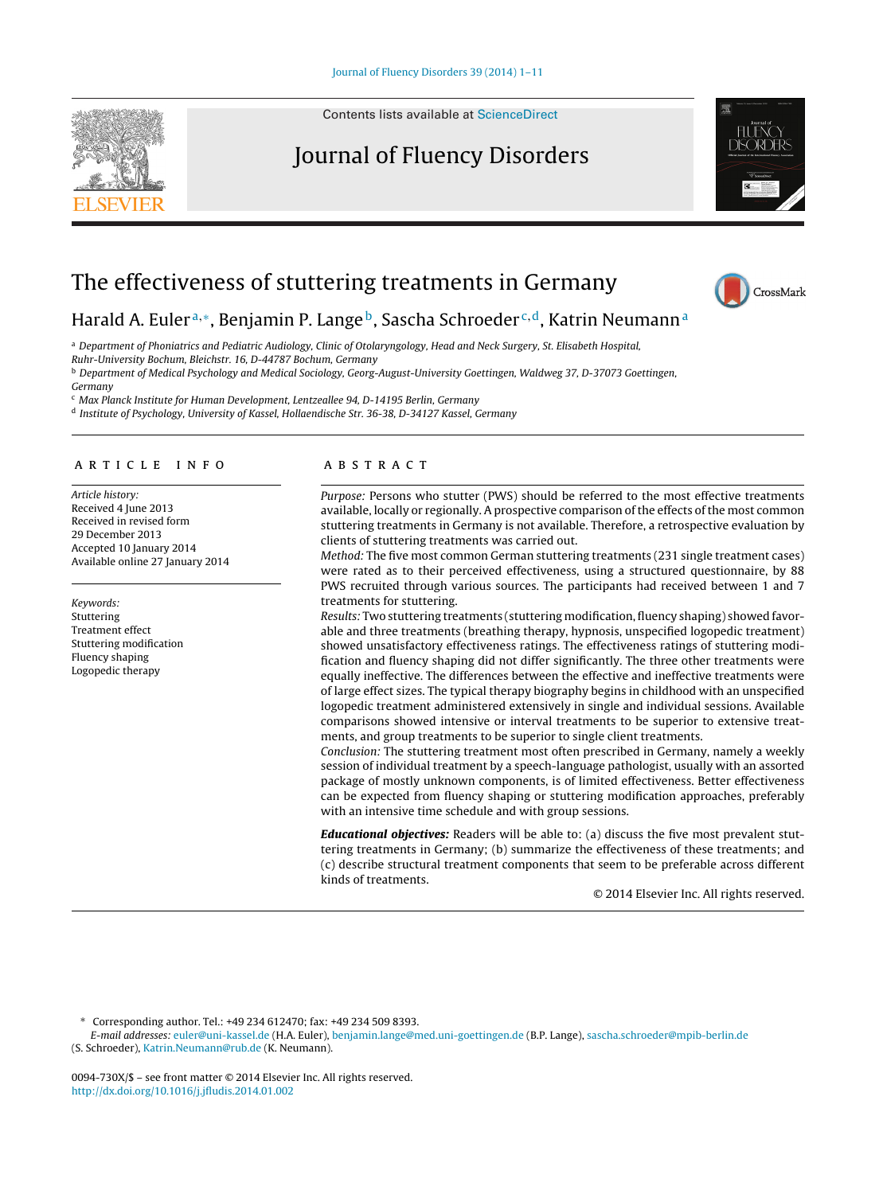Contents lists available at ScienceDirect

# Journal of Fluency Disorders

# The effectiveness of stuttering treatments in Germany

Harald A. Euler[a,*], Benjamin P. Lange[b], Sascha Schroeder[c,d], Katrin Neumann[a]

[a] Department of Phoniatrics and Pediatric Audiology, Clinic of Otolaryngology, Head and Neck Surgery, St. Elisabeth Hospital, Ruhr-University Bochum, Bleichstr. 16, D-44787 Bochum, Germany
[b] Department of Medical Psychology and Medical Sociology, Georg-August-University Goettingen, Waldweg 37, D-37073 Goettingen, Germany
[c] Max Planck Institute for Human Development, Lentzeallee 94, D-14195 Berlin, Germany
[d] Institute of Psychology, University of Kassel, Hollaendische Str. 36-38, D-34127 Kassel, Germany

## ARTICLE INFO

*Article history:*
Received 4 June 2013
Received in revised form
29 December 2013
Accepted 10 January 2014
Available online 27 January 2014

*Keywords:*
Stuttering
Treatment effect
Stuttering modification
Fluency shaping
Logopedic therapy

## ABSTRACT

*Purpose:* Persons who stutter (PWS) should be referred to the most effective treatments available, locally or regionally. A prospective comparison of the effects of the most common stuttering treatments in Germany is not available. Therefore, a retrospective evaluation by clients of stuttering treatments was carried out.

*Method:* The five most common German stuttering treatments (231 single treatment cases) were rated as to their perceived effectiveness, using a structured questionnaire, by 88 PWS recruited through various sources. The participants had received between 1 and 7 treatments for stuttering.

*Results:* Two stuttering treatments (stuttering modification, fluency shaping) showed favorable and three treatments (breathing therapy, hypnosis, unspecified logopedic treatment) showed unsatisfactory effectiveness ratings. The effectiveness ratings of stuttering modification and fluency shaping did not differ significantly. The three other treatments were equally ineffective. The differences between the effective and ineffective treatments were of large effect sizes. The typical therapy biography begins in childhood with an unspecified logopedic treatment administered extensively in single and individual sessions. Available comparisons showed intensive or interval treatments to be superior to extensive treatments, and group treatments to be superior to single client treatments.

*Conclusion:* The stuttering treatment most often prescribed in Germany, namely a weekly session of individual treatment by a speech-language pathologist, usually with an assorted package of mostly unknown components, is of limited effectiveness. Better effectiveness can be expected from fluency shaping or stuttering modification approaches, preferably with an intensive time schedule and with group sessions.

***Educational objectives:*** Readers will be able to: (a) discuss the five most prevalent stuttering treatments in Germany; (b) summarize the effectiveness of these treatments; and (c) describe structural treatment components that seem to be preferable across different kinds of treatments.

© 2014 Elsevier Inc. All rights reserved.

---

\* Corresponding author. Tel.: +49 234 612470; fax: +49 234 509 8393.
*E-mail addresses:* euler@uni-kassel.de (H.A. Euler), benjamin.lange@med.uni-goettingen.de (B.P. Lange), sascha.schroeder@mpib-berlin.de (S. Schroeder), Katrin.Neumann@rub.de (K. Neumann).

0094-730X/$ – see front matter © 2014 Elsevier Inc. All rights reserved.
http://dx.doi.org/10.1016/j.jfludis.2014.01.002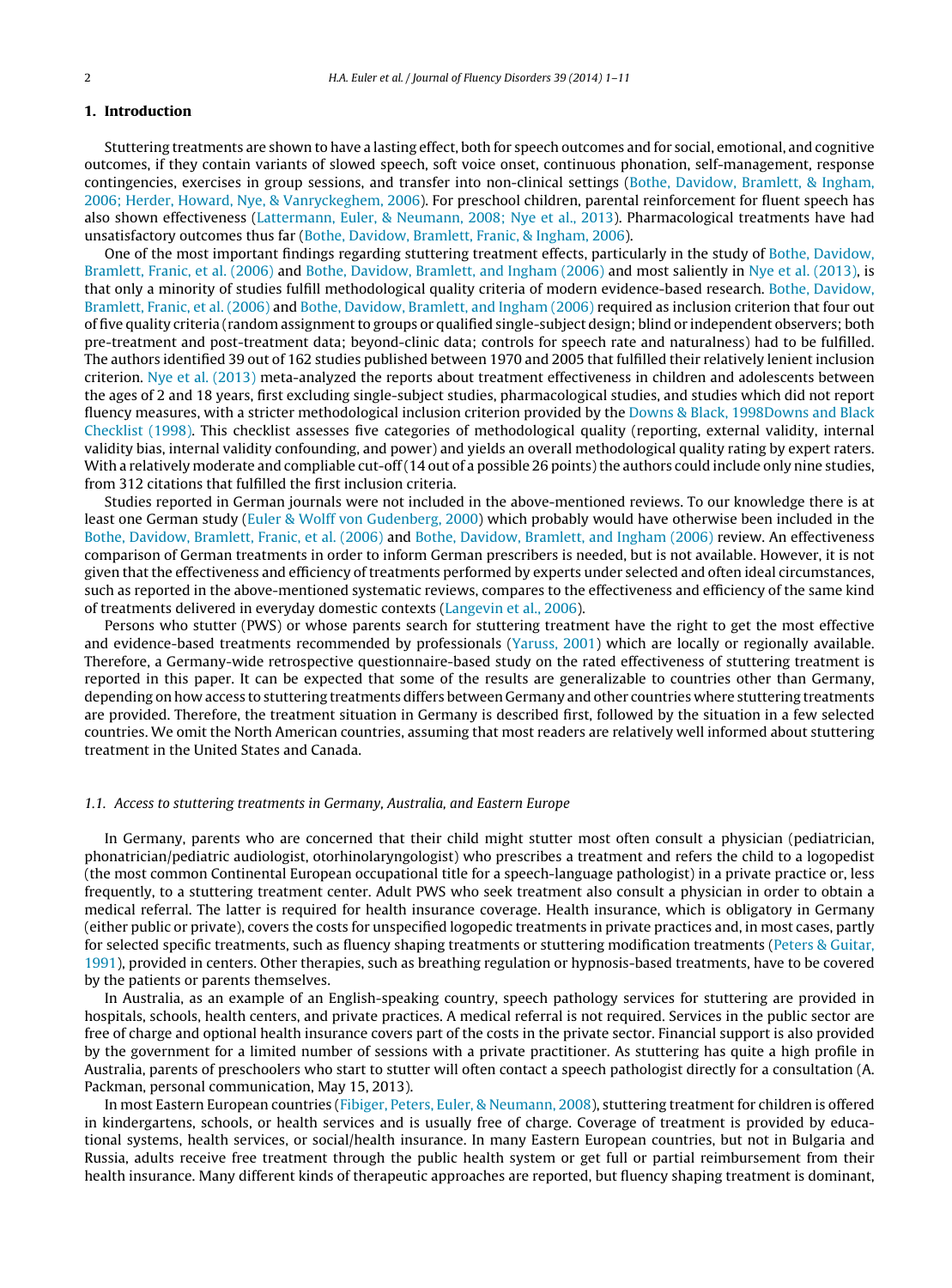## 1. Introduction

Stuttering treatments are shown to have a lasting effect, both for speech outcomes and for social, emotional, and cognitive outcomes, if they contain variants of slowed speech, soft voice onset, continuous phonation, self-management, response contingencies, exercises in group sessions, and transfer into non-clinical settings (Bothe, Davidow, Bramlett, & Ingham, 2006; Herder, Howard, Nye, & Vanryckeghem, 2006). For preschool children, parental reinforcement for fluent speech has also shown effectiveness (Lattermann, Euler, & Neumann, 2008; Nye et al., 2013). Pharmacological treatments have had unsatisfactory outcomes thus far (Bothe, Davidow, Bramlett, Franic, & Ingham, 2006).

One of the most important findings regarding stuttering treatment effects, particularly in the study of Bothe, Davidow, Bramlett, Franic, et al. (2006) and Bothe, Davidow, Bramlett, and Ingham (2006) and most saliently in Nye et al. (2013), is that only a minority of studies fulfill methodological quality criteria of modern evidence-based research. Bothe, Davidow, Bramlett, Franic, et al. (2006) and Bothe, Davidow, Bramlett, and Ingham (2006) required as inclusion criterion that four out of five quality criteria (random assignment to groups or qualified single-subject design; blind or independent observers; both pre-treatment and post-treatment data; beyond-clinic data; controls for speech rate and naturalness) had to be fulfilled. The authors identified 39 out of 162 studies published between 1970 and 2005 that fulfilled their relatively lenient inclusion criterion. Nye et al. (2013) meta-analyzed the reports about treatment effectiveness in children and adolescents between the ages of 2 and 18 years, first excluding single-subject studies, pharmacological studies, and studies which did not report fluency measures, with a stricter methodological inclusion criterion provided by the Downs & Black, 1998Downs and Black Checklist (1998). This checklist assesses five categories of methodological quality (reporting, external validity, internal validity bias, internal validity confounding, and power) and yields an overall methodological quality rating by expert raters. With a relatively moderate and compliable cut-off (14 out of a possible 26 points) the authors could include only nine studies, from 312 citations that fulfilled the first inclusion criteria.

Studies reported in German journals were not included in the above-mentioned reviews. To our knowledge there is at least one German study (Euler & Wolff von Gudenberg, 2000) which probably would have otherwise been included in the Bothe, Davidow, Bramlett, Franic, et al. (2006) and Bothe, Davidow, Bramlett, and Ingham (2006) review. An effectiveness comparison of German treatments in order to inform German prescribers is needed, but is not available. However, it is not given that the effectiveness and efficiency of treatments performed by experts under selected and often ideal circumstances, such as reported in the above-mentioned systematic reviews, compares to the effectiveness and efficiency of the same kind of treatments delivered in everyday domestic contexts (Langevin et al., 2006).

Persons who stutter (PWS) or whose parents search for stuttering treatment have the right to get the most effective and evidence-based treatments recommended by professionals (Yaruss, 2001) which are locally or regionally available. Therefore, a Germany-wide retrospective questionnaire-based study on the rated effectiveness of stuttering treatment is reported in this paper. It can be expected that some of the results are generalizable to countries other than Germany, depending on how access to stuttering treatments differs between Germany and other countries where stuttering treatments are provided. Therefore, the treatment situation in Germany is described first, followed by the situation in a few selected countries. We omit the North American countries, assuming that most readers are relatively well informed about stuttering treatment in the United States and Canada.

### *1.1. Access to stuttering treatments in Germany, Australia, and Eastern Europe*

In Germany, parents who are concerned that their child might stutter most often consult a physician (pediatrician, phonatrician/pediatric audiologist, otorhinolaryngologist) who prescribes a treatment and refers the child to a logopedist (the most common Continental European occupational title for a speech-language pathologist) in a private practice or, less frequently, to a stuttering treatment center. Adult PWS who seek treatment also consult a physician in order to obtain a medical referral. The latter is required for health insurance coverage. Health insurance, which is obligatory in Germany (either public or private), covers the costs for unspecified logopedic treatments in private practices and, in most cases, partly for selected specific treatments, such as fluency shaping treatments or stuttering modification treatments (Peters & Guitar, 1991), provided in centers. Other therapies, such as breathing regulation or hypnosis-based treatments, have to be covered by the patients or parents themselves.

In Australia, as an example of an English-speaking country, speech pathology services for stuttering are provided in hospitals, schools, health centers, and private practices. A medical referral is not required. Services in the public sector are free of charge and optional health insurance covers part of the costs in the private sector. Financial support is also provided by the government for a limited number of sessions with a private practitioner. As stuttering has quite a high profile in Australia, parents of preschoolers who start to stutter will often contact a speech pathologist directly for a consultation (A. Packman, personal communication, May 15, 2013).

In most Eastern European countries (Fibiger, Peters, Euler, & Neumann, 2008), stuttering treatment for children is offered in kindergartens, schools, or health services and is usually free of charge. Coverage of treatment is provided by educational systems, health services, or social/health insurance. In many Eastern European countries, but not in Bulgaria and Russia, adults receive free treatment through the public health system or get full or partial reimbursement from their health insurance. Many different kinds of therapeutic approaches are reported, but fluency shaping treatment is dominant,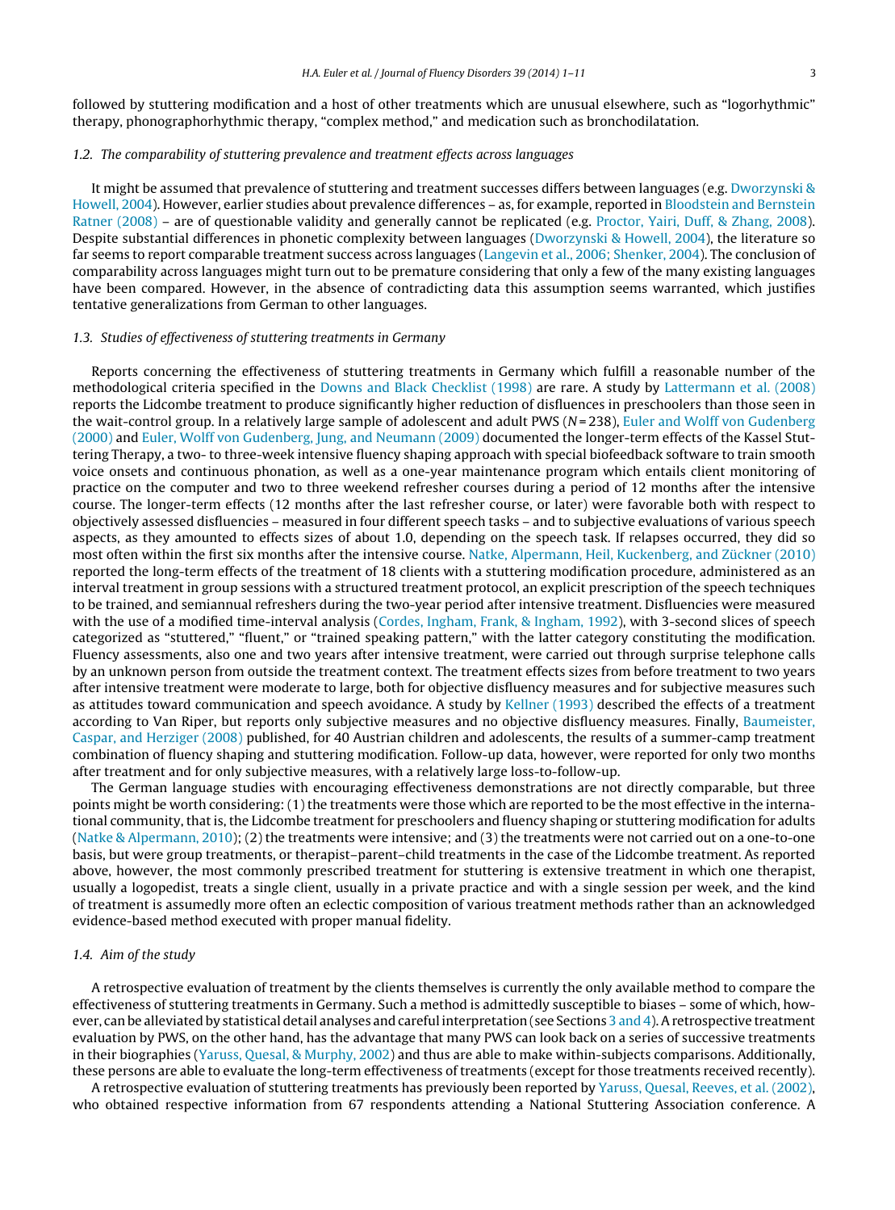followed by stuttering modification and a host of other treatments which are unusual elsewhere, such as "logorhythmic" therapy, phonographorhythmic therapy, "complex method," and medication such as bronchodilatation.

### 1.2. The comparability of stuttering prevalence and treatment effects across languages

It might be assumed that prevalence of stuttering and treatment successes differs between languages (e.g. Dworzynski & Howell, 2004). However, earlier studies about prevalence differences – as, for example, reported in Bloodstein and Bernstein Ratner (2008) – are of questionable validity and generally cannot be replicated (e.g. Proctor, Yairi, Duff, & Zhang, 2008). Despite substantial differences in phonetic complexity between languages (Dworzynski & Howell, 2004), the literature so far seems to report comparable treatment success across languages (Langevin et al., 2006; Shenker, 2004). The conclusion of comparability across languages might turn out to be premature considering that only a few of the many existing languages have been compared. However, in the absence of contradicting data this assumption seems warranted, which justifies tentative generalizations from German to other languages.

### 1.3. Studies of effectiveness of stuttering treatments in Germany

Reports concerning the effectiveness of stuttering treatments in Germany which fulfill a reasonable number of the methodological criteria specified in the Downs and Black Checklist (1998) are rare. A study by Lattermann et al. (2008) reports the Lidcombe treatment to produce significantly higher reduction of disfluences in preschoolers than those seen in the wait-control group. In a relatively large sample of adolescent and adult PWS ($N$ = 238), Euler and Wolff von Gudenberg (2000) and Euler, Wolff von Gudenberg, Jung, and Neumann (2009) documented the longer-term effects of the Kassel Stuttering Therapy, a two- to three-week intensive fluency shaping approach with special biofeedback software to train smooth voice onsets and continuous phonation, as well as a one-year maintenance program which entails client monitoring of practice on the computer and two to three weekend refresher courses during a period of 12 months after the intensive course. The longer-term effects (12 months after the last refresher course, or later) were favorable both with respect to objectively assessed disfluencies – measured in four different speech tasks – and to subjective evaluations of various speech aspects, as they amounted to effects sizes of about 1.0, depending on the speech task. If relapses occurred, they did so most often within the first six months after the intensive course. Natke, Alpermann, Heil, Kuckenberg, and Zückner (2010) reported the long-term effects of the treatment of 18 clients with a stuttering modification procedure, administered as an interval treatment in group sessions with a structured treatment protocol, an explicit prescription of the speech techniques to be trained, and semiannual refreshers during the two-year period after intensive treatment. Disfluencies were measured with the use of a modified time-interval analysis (Cordes, Ingham, Frank, & Ingham, 1992), with 3-second slices of speech categorized as "stuttered," "fluent," or "trained speaking pattern," with the latter category constituting the modification. Fluency assessments, also one and two years after intensive treatment, were carried out through surprise telephone calls by an unknown person from outside the treatment context. The treatment effects sizes from before treatment to two years after intensive treatment were moderate to large, both for objective disfluency measures and for subjective measures such as attitudes toward communication and speech avoidance. A study by Kellner (1993) described the effects of a treatment according to Van Riper, but reports only subjective measures and no objective disfluency measures. Finally, Baumeister, Caspar, and Herziger (2008) published, for 40 Austrian children and adolescents, the results of a summer-camp treatment combination of fluency shaping and stuttering modification. Follow-up data, however, were reported for only two months after treatment and for only subjective measures, with a relatively large loss-to-follow-up.

The German language studies with encouraging effectiveness demonstrations are not directly comparable, but three points might be worth considering: (1) the treatments were those which are reported to be the most effective in the international community, that is, the Lidcombe treatment for preschoolers and fluency shaping or stuttering modification for adults (Natke & Alpermann, 2010); (2) the treatments were intensive; and (3) the treatments were not carried out on a one-to-one basis, but were group treatments, or therapist–parent–child treatments in the case of the Lidcombe treatment. As reported above, however, the most commonly prescribed treatment for stuttering is extensive treatment in which one therapist, usually a logopedist, treats a single client, usually in a private practice and with a single session per week, and the kind of treatment is assumedly more often an eclectic composition of various treatment methods rather than an acknowledged evidence-based method executed with proper manual fidelity.

### 1.4. Aim of the study

A retrospective evaluation of treatment by the clients themselves is currently the only available method to compare the effectiveness of stuttering treatments in Germany. Such a method is admittedly susceptible to biases – some of which, however, can be alleviated by statistical detail analyses and careful interpretation (see Sections 3 and 4). A retrospective treatment evaluation by PWS, on the other hand, has the advantage that many PWS can look back on a series of successive treatments in their biographies (Yaruss, Quesal, & Murphy, 2002) and thus are able to make within-subjects comparisons. Additionally, these persons are able to evaluate the long-term effectiveness of treatments (except for those treatments received recently).

A retrospective evaluation of stuttering treatments has previously been reported by Yaruss, Quesal, Reeves, et al. (2002), who obtained respective information from 67 respondents attending a National Stuttering Association conference. A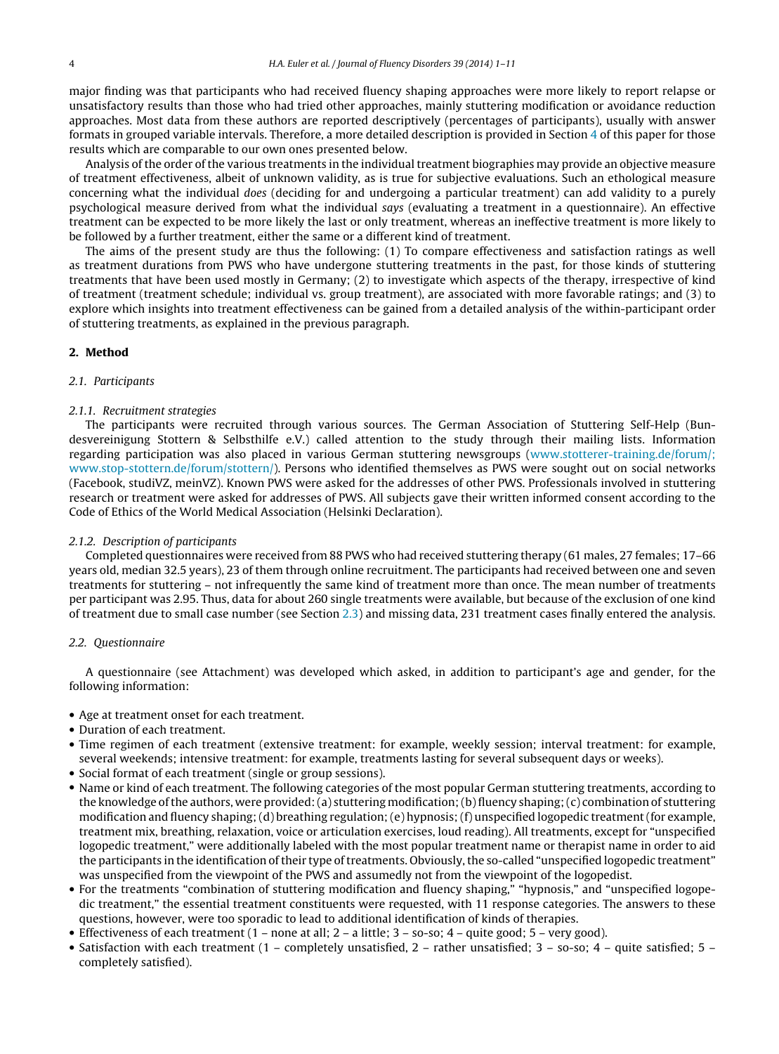major finding was that participants who had received fluency shaping approaches were more likely to report relapse or unsatisfactory results than those who had tried other approaches, mainly stuttering modification or avoidance reduction approaches. Most data from these authors are reported descriptively (percentages of participants), usually with answer formats in grouped variable intervals. Therefore, a more detailed description is provided in Section 4 of this paper for those results which are comparable to our own ones presented below.

Analysis of the order of the various treatments in the individual treatment biographies may provide an objective measure of treatment effectiveness, albeit of unknown validity, as is true for subjective evaluations. Such an ethological measure concerning what the individual *does* (deciding for and undergoing a particular treatment) can add validity to a purely psychological measure derived from what the individual *says* (evaluating a treatment in a questionnaire). An effective treatment can be expected to be more likely the last or only treatment, whereas an ineffective treatment is more likely to be followed by a further treatment, either the same or a different kind of treatment.

The aims of the present study are thus the following: (1) To compare effectiveness and satisfaction ratings as well as treatment durations from PWS who have undergone stuttering treatments in the past, for those kinds of stuttering treatments that have been used mostly in Germany; (2) to investigate which aspects of the therapy, irrespective of kind of treatment (treatment schedule; individual vs. group treatment), are associated with more favorable ratings; and (3) to explore which insights into treatment effectiveness can be gained from a detailed analysis of the within-participant order of stuttering treatments, as explained in the previous paragraph.

## 2. Method

### 2.1. Participants

#### 2.1.1. Recruitment strategies

The participants were recruited through various sources. The German Association of Stuttering Self-Help (Bundesvereinigung Stottern & Selbsthilfe e.V.) called attention to the study through their mailing lists. Information regarding participation was also placed in various German stuttering newsgroups (www.stotterer-training.de/forum/; www.stop-stottern.de/forum/stottern/). Persons who identified themselves as PWS were sought out on social networks (Facebook, studiVZ, meinVZ). Known PWS were asked for the addresses of other PWS. Professionals involved in stuttering research or treatment were asked for addresses of PWS. All subjects gave their written informed consent according to the Code of Ethics of the World Medical Association (Helsinki Declaration).

#### 2.1.2. Description of participants

Completed questionnaires were received from 88 PWS who had received stuttering therapy (61 males, 27 females; 17–66 years old, median 32.5 years), 23 of them through online recruitment. The participants had received between one and seven treatments for stuttering – not infrequently the same kind of treatment more than once. The mean number of treatments per participant was 2.95. Thus, data for about 260 single treatments were available, but because of the exclusion of one kind of treatment due to small case number (see Section 2.3) and missing data, 231 treatment cases finally entered the analysis.

### 2.2. Questionnaire

A questionnaire (see Attachment) was developed which asked, in addition to participant's age and gender, for the following information:

- Age at treatment onset for each treatment.
- Duration of each treatment.
- Time regimen of each treatment (extensive treatment: for example, weekly session; interval treatment: for example, several weekends; intensive treatment: for example, treatments lasting for several subsequent days or weeks).
- Social format of each treatment (single or group sessions).
- Name or kind of each treatment. The following categories of the most popular German stuttering treatments, according to the knowledge of the authors, were provided: (a) stuttering modification; (b) fluency shaping; (c) combination of stuttering modification and fluency shaping; (d) breathing regulation; (e) hypnosis; (f) unspecified logopedic treatment (for example, treatment mix, breathing, relaxation, voice or articulation exercises, loud reading). All treatments, except for "unspecified logopedic treatment," were additionally labeled with the most popular treatment name or therapist name in order to aid the participants in the identification of their type of treatments. Obviously, the so-called "unspecified logopedic treatment" was unspecified from the viewpoint of the PWS and assumedly not from the viewpoint of the logopedist.
- For the treatments "combination of stuttering modification and fluency shaping," "hypnosis," and "unspecified logopedic treatment," the essential treatment constituents were requested, with 11 response categories. The answers to these questions, however, were too sporadic to lead to additional identification of kinds of therapies.
- Effectiveness of each treatment (1 – none at all; 2 – a little; 3 – so-so; 4 – quite good; 5 – very good).
- Satisfaction with each treatment (1 – completely unsatisfied, 2 – rather unsatisfied; 3 – so-so; 4 – quite satisfied; 5 – completely satisfied).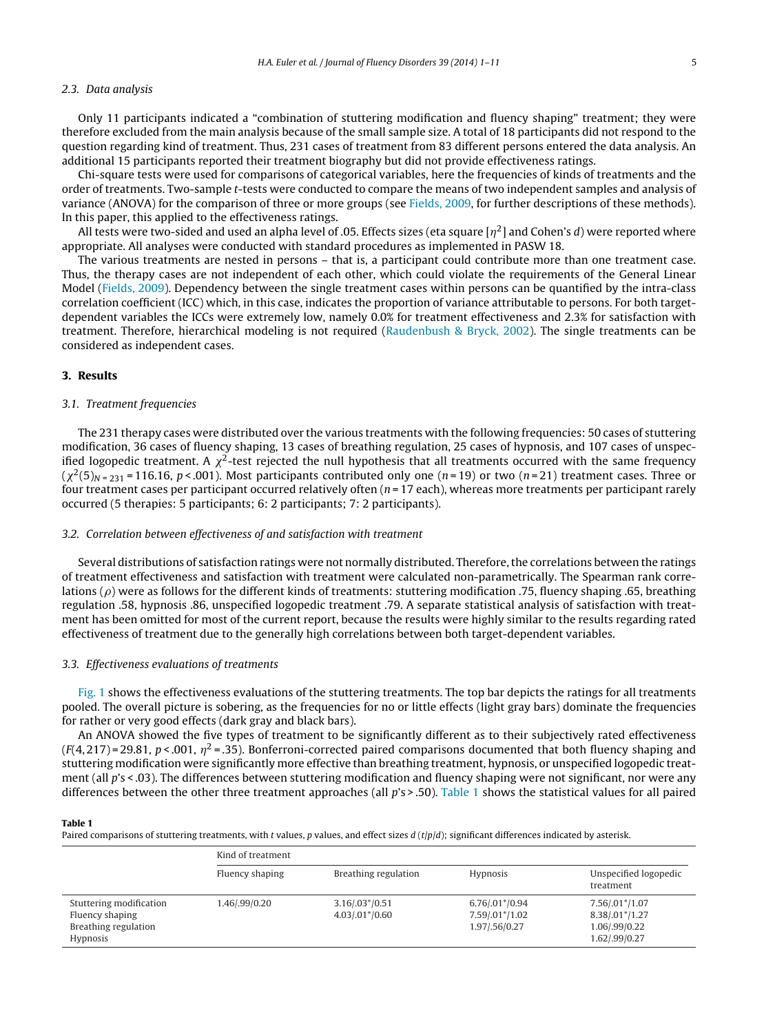### 2.3. Data analysis

Only 11 participants indicated a "combination of stuttering modification and fluency shaping" treatment; they were therefore excluded from the main analysis because of the small sample size. A total of 18 participants did not respond to the question regarding kind of treatment. Thus, 231 cases of treatment from 83 different persons entered the data analysis. An additional 15 participants reported their treatment biography but did not provide effectiveness ratings.

Chi-square tests were used for comparisons of categorical variables, here the frequencies of kinds of treatments and the order of treatments. Two-sample *t*-tests were conducted to compare the means of two independent samples and analysis of variance (ANOVA) for the comparison of three or more groups (see Fields, 2009, for further descriptions of these methods). In this paper, this applied to the effectiveness ratings.

All tests were two-sided and used an alpha level of .05. Effects sizes (eta square [$\eta^2$] and Cohen's $d$) were reported where appropriate. All analyses were conducted with standard procedures as implemented in PASW 18.

The various treatments are nested in persons – that is, a participant could contribute more than one treatment case. Thus, the therapy cases are not independent of each other, which could violate the requirements of the General Linear Model (Fields, 2009). Dependency between the single treatment cases within persons can be quantified by the intra-class correlation coefficient (ICC) which, in this case, indicates the proportion of variance attributable to persons. For both target-dependent variables the ICCs were extremely low, namely 0.0% for treatment effectiveness and 2.3% for satisfaction with treatment. Therefore, hierarchical modeling is not required (Raudenbush & Bryck, 2002). The single treatments can be considered as independent cases.

## 3. Results

### 3.1. Treatment frequencies

The 231 therapy cases were distributed over the various treatments with the following frequencies: 50 cases of stuttering modification, 36 cases of fluency shaping, 13 cases of breathing regulation, 25 cases of hypnosis, and 107 cases of unspecified logopedic treatment. A $\chi^2$-test rejected the null hypothesis that all treatments occurred with the same frequency ($\chi^2(5)_{N=231} = 116.16$, $p < .001$). Most participants contributed only one ($n = 19$) or two ($n = 21$) treatment cases. Three or four treatment cases per participant occurred relatively often ($n = 17$ each), whereas more treatments per participant rarely occurred (5 therapies: 5 participants; 6: 2 participants; 7: 2 participants).

### 3.2. Correlation between effectiveness of and satisfaction with treatment

Several distributions of satisfaction ratings were not normally distributed. Therefore, the correlations between the ratings of treatment effectiveness and satisfaction with treatment were calculated non-parametrically. The Spearman rank correlations ($\rho$) were as follows for the different kinds of treatments: stuttering modification .75, fluency shaping .65, breathing regulation .58, hypnosis .86, unspecified logopedic treatment .79. A separate statistical analysis of satisfaction with treatment has been omitted for most of the current report, because the results were highly similar to the results regarding rated effectiveness of treatment due to the generally high correlations between both target-dependent variables.

### 3.3. Effectiveness evaluations of treatments

Fig. 1 shows the effectiveness evaluations of the stuttering treatments. The top bar depicts the ratings for all treatments pooled. The overall picture is sobering, as the frequencies for no or little effects (light gray bars) dominate the frequencies for rather or very good effects (dark gray and black bars).

An ANOVA showed the five types of treatment to be significantly different as to their subjectively rated effectiveness ($F(4,217) = 29.81$, $p < .001$, $\eta^2 = .35$). Bonferroni-corrected paired comparisons documented that both fluency shaping and stuttering modification were significantly more effective than breathing treatment, hypnosis, or unspecified logopedic treatment (all $p$'s < .03). The differences between stuttering modification and fluency shaping were not significant, nor were any differences between the other three treatment approaches (all $p$'s > .50). Table 1 shows the statistical values for all paired

**Table 1**
Paired comparisons of stuttering treatments, with $t$ values, $p$ values, and effect sizes $d$ ($t/p/d$); significant differences indicated by asterisk.

| | Kind of treatment | | | |
|---|---|---|---|---|
| | Fluency shaping | Breathing regulation | Hypnosis | Unspecified logopedic treatment |
| Stuttering modification | 1.46/.99/0.20 | 3.16/.03*/0.51 | 6.76/.01*/0.94 | 7.56/.01*/1.07 |
| Fluency shaping | | 4.03/.01*/0.60 | 7.59/.01*/1.02 | 8.38/.01*/1.27 |
| Breathing regulation | | | 1.97/.56/0.27 | 1.06/.99/0.22 |
| Hypnosis | | | | 1.62/.99/0.27 |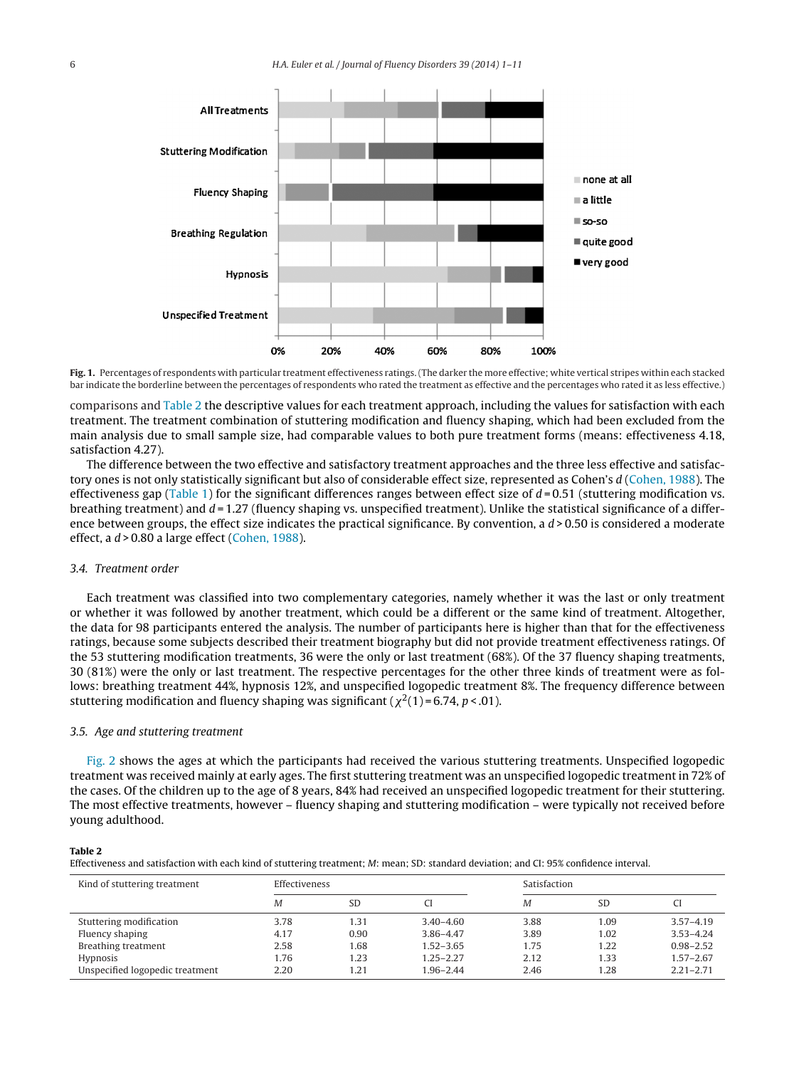**Fig. 1.** Percentages of respondents with particular treatment effectiveness ratings. (The darker the more effective; white vertical stripes within each stacked bar indicate the borderline between the percentages of respondents who rated the treatment as effective and the percentages who rated it as less effective.)

comparisons and Table 2 the descriptive values for each treatment approach, including the values for satisfaction with each treatment. The treatment combination of stuttering modification and fluency shaping, which had been excluded from the main analysis due to small sample size, had comparable values to both pure treatment forms (means: effectiveness 4.18, satisfaction 4.27).

The difference between the two effective and satisfactory treatment approaches and the three less effective and satisfactory ones is not only statistically significant but also of considerable effect size, represented as Cohen's $d$ (Cohen, 1988). The effectiveness gap (Table 1) for the significant differences ranges between effect size of $d = 0.51$ (stuttering modification vs. breathing treatment) and $d = 1.27$ (fluency shaping vs. unspecified treatment). Unlike the statistical significance of a difference between groups, the effect size indicates the practical significance. By convention, a $d > 0.50$ is considered a moderate effect, a $d > 0.80$ a large effect (Cohen, 1988).

### 3.4. Treatment order

Each treatment was classified into two complementary categories, namely whether it was the last or only treatment or whether it was followed by another treatment, which could be a different or the same kind of treatment. Altogether, the data for 98 participants entered the analysis. The number of participants here is higher than that for the effectiveness ratings, because some subjects described their treatment biography but did not provide treatment effectiveness ratings. Of the 53 stuttering modification treatments, 36 were the only or last treatment (68%). Of the 37 fluency shaping treatments, 30 (81%) were the only or last treatment. The respective percentages for the other three kinds of treatment were as follows: breathing treatment 44%, hypnosis 12%, and unspecified logopedic treatment 8%. The frequency difference between stuttering modification and fluency shaping was significant ($\chi^2(1) = 6.74$, $p < .01$).

### 3.5. Age and stuttering treatment

Fig. 2 shows the ages at which the participants had received the various stuttering treatments. Unspecified logopedic treatment was received mainly at early ages. The first stuttering treatment was an unspecified logopedic treatment in 72% of the cases. Of the children up to the age of 8 years, 84% had received an unspecified logopedic treatment for their stuttering. The most effective treatments, however – fluency shaping and stuttering modification – were typically not received before young adulthood.

**Table 2**
Effectiveness and satisfaction with each kind of stuttering treatment; *M*: mean; SD: standard deviation; and CI: 95% confidence interval.

| Kind of stuttering treatment | Effectiveness | | | Satisfaction | | |
|---|---|---|---|---|---|---|
| | *M* | SD | CI | *M* | SD | CI |
| Stuttering modification | 3.78 | 1.31 | 3.40–4.60 | 3.88 | 1.09 | 3.57–4.19 |
| Fluency shaping | 4.17 | 0.90 | 3.86–4.47 | 3.89 | 1.02 | 3.53–4.24 |
| Breathing treatment | 2.58 | 1.68 | 1.52–3.65 | 1.75 | 1.22 | 0.98–2.52 |
| Hypnosis | 1.76 | 1.23 | 1.25–2.27 | 2.12 | 1.33 | 1.57–2.67 |
| Unspecified logopedic treatment | 2.20 | 1.21 | 1.96–2.44 | 2.46 | 1.28 | 2.21–2.71 |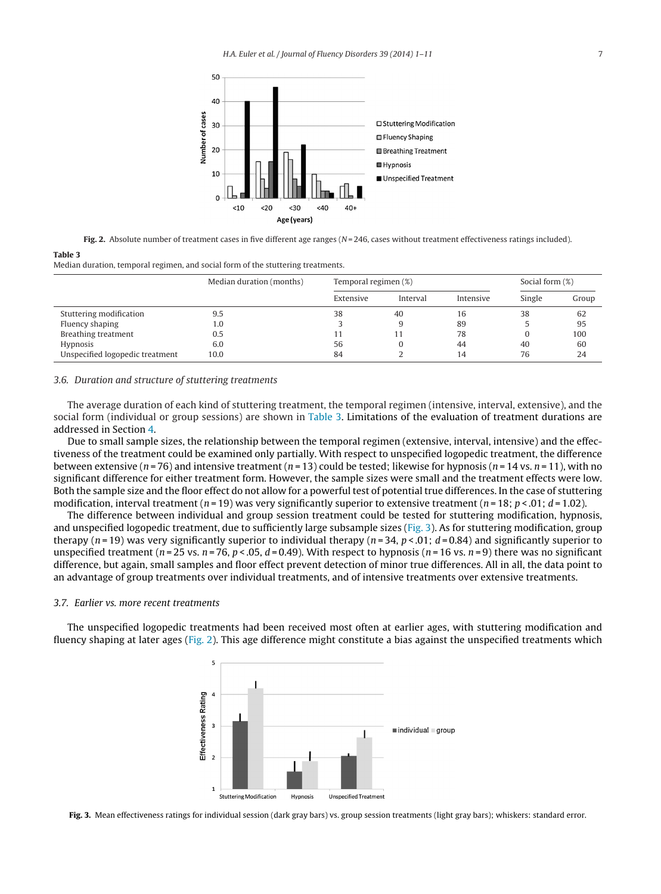Fig. 2. Absolute number of treatment cases in five different age ranges ($N = 246$, cases without treatment effectiveness ratings included).

**Table 3**
Median duration, temporal regimen, and social form of the stuttering treatments.

| | Median duration (months) | Temporal regimen (%) | | | Social form (%) | |
|---|---|---|---|---|---|---|
| | | Extensive | Interval | Intensive | Single | Group |
| Stuttering modification | 9.5 | 38 | 40 | 16 | 38 | 62 |
| Fluency shaping | 1.0 | 3 | 9 | 89 | 5 | 95 |
| Breathing treatment | 0.5 | 11 | 11 | 78 | 0 | 100 |
| Hypnosis | 6.0 | 56 | 0 | 44 | 40 | 60 |
| Unspecified logopedic treatment | 10.0 | 84 | 2 | 14 | 76 | 24 |

### 3.6. Duration and structure of stuttering treatments

The average duration of each kind of stuttering treatment, the temporal regimen (intensive, interval, extensive), and the social form (individual or group sessions) are shown in Table 3. Limitations of the evaluation of treatment durations are addressed in Section 4.

Due to small sample sizes, the relationship between the temporal regimen (extensive, interval, intensive) and the effectiveness of the treatment could be examined only partially. With respect to unspecified logopedic treatment, the difference between extensive ($n = 76$) and intensive treatment ($n = 13$) could be tested; likewise for hypnosis ($n = 14$ vs. $n = 11$), with no significant difference for either treatment form. However, the sample sizes were small and the treatment effects were low. Both the sample size and the floor effect do not allow for a powerful test of potential true differences. In the case of stuttering modification, interval treatment ($n = 19$) was very significantly superior to extensive treatment ($n = 18$; $p < .01$; $d = 1.02$).

The difference between individual and group session treatment could be tested for stuttering modification, hypnosis, and unspecified logopedic treatment, due to sufficiently large subsample sizes (Fig. 3). As for stuttering modification, group therapy ($n = 19$) was very significantly superior to individual therapy ($n = 34$, $p < .01$; $d = 0.84$) and significantly superior to unspecified treatment ($n = 25$ vs. $n = 76$, $p < .05$, $d = 0.49$). With respect to hypnosis ($n = 16$ vs. $n = 9$) there was no significant difference, but again, small samples and floor effect prevent detection of minor true differences. All in all, the data point to an advantage of group treatments over individual treatments, and of intensive treatments over extensive treatments.

### 3.7. Earlier vs. more recent treatments

The unspecified logopedic treatments had been received most often at earlier ages, with stuttering modification and fluency shaping at later ages (Fig. 2). This age difference might constitute a bias against the unspecified treatments which

Fig. 3. Mean effectiveness ratings for individual session (dark gray bars) vs. group session treatments (light gray bars); whiskers: standard error.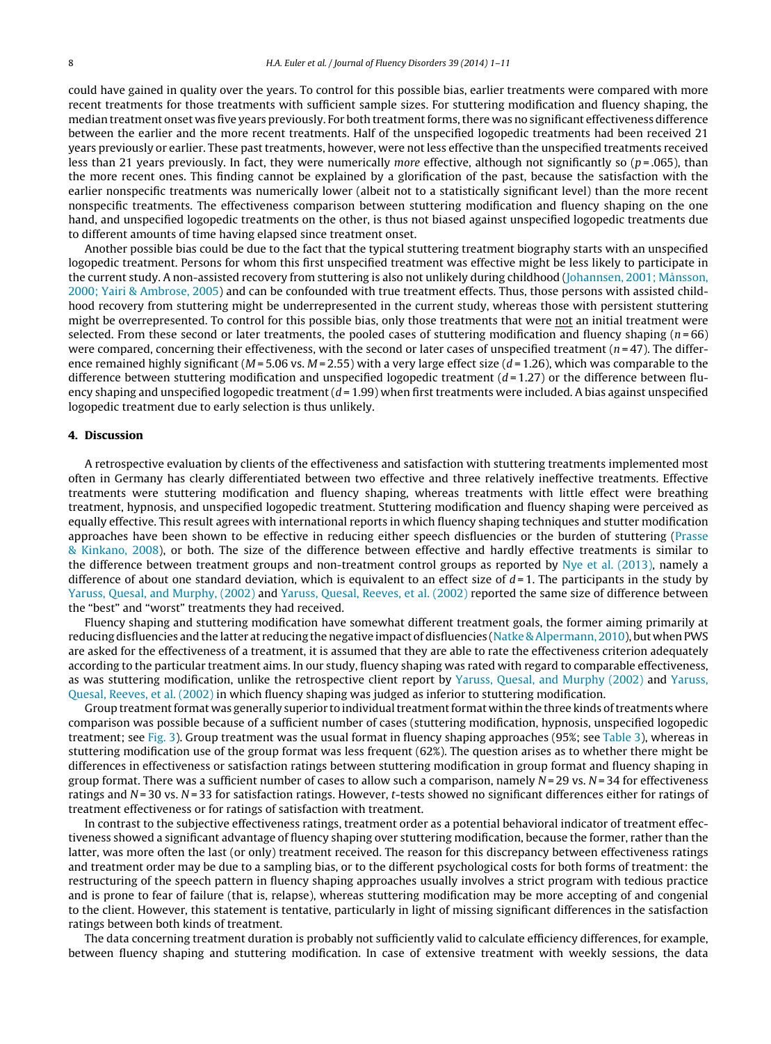could have gained in quality over the years. To control for this possible bias, earlier treatments were compared with more recent treatments for those treatments with sufficient sample sizes. For stuttering modification and fluency shaping, the median treatment onset was five years previously. For both treatment forms, there was no significant effectiveness difference between the earlier and the more recent treatments. Half of the unspecified logopedic treatments had been received 21 years previously or earlier. These past treatments, however, were not less effective than the unspecified treatments received less than 21 years previously. In fact, they were numerically *more* effective, although not significantly so ($p = .065$), than the more recent ones. This finding cannot be explained by a glorification of the past, because the satisfaction with the earlier nonspecific treatments was numerically lower (albeit not to a statistically significant level) than the more recent nonspecific treatments. The effectiveness comparison between stuttering modification and fluency shaping on the one hand, and unspecified logopedic treatments on the other, is thus not biased against unspecified logopedic treatments due to different amounts of time having elapsed since treatment onset.

Another possible bias could be due to the fact that the typical stuttering treatment biography starts with an unspecified logopedic treatment. Persons for whom this first unspecified treatment was effective might be less likely to participate in the current study. A non-assisted recovery from stuttering is also not unlikely during childhood (Johannsen, 2001; Månsson, 2000; Yairi & Ambrose, 2005) and can be confounded with true treatment effects. Thus, those persons with assisted childhood recovery from stuttering might be underrepresented in the current study, whereas those with persistent stuttering might be overrepresented. To control for this possible bias, only those treatments that were <u>not</u> an initial treatment were selected. From these second or later treatments, the pooled cases of stuttering modification and fluency shaping ($n = 66$) were compared, concerning their effectiveness, with the second or later cases of unspecified treatment ($n = 47$). The difference remained highly significant ($M = 5.06$ vs. $M = 2.55$) with a very large effect size ($d = 1.26$), which was comparable to the difference between stuttering modification and unspecified logopedic treatment ($d = 1.27$) or the difference between fluency shaping and unspecified logopedic treatment ($d = 1.99$) when first treatments were included. A bias against unspecified logopedic treatment due to early selection is thus unlikely.

## 4. Discussion

A retrospective evaluation by clients of the effectiveness and satisfaction with stuttering treatments implemented most often in Germany has clearly differentiated between two effective and three relatively ineffective treatments. Effective treatments were stuttering modification and fluency shaping, whereas treatments with little effect were breathing treatment, hypnosis, and unspecified logopedic treatment. Stuttering modification and fluency shaping were perceived as equally effective. This result agrees with international reports in which fluency shaping techniques and stutter modification approaches have been shown to be effective in reducing either speech disfluencies or the burden of stuttering (Prasse & Kinkano, 2008), or both. The size of the difference between effective and hardly effective treatments is similar to the difference between treatment groups and non-treatment control groups as reported by Nye et al. (2013), namely a difference of about one standard deviation, which is equivalent to an effect size of $d = 1$. The participants in the study by Yaruss, Quesal, and Murphy, (2002) and Yaruss, Quesal, Reeves, et al. (2002) reported the same size of difference between the "best" and "worst" treatments they had received.

Fluency shaping and stuttering modification have somewhat different treatment goals, the former aiming primarily at reducing disfluencies and the latter at reducing the negative impact of disfluencies (Natke & Alpermann, 2010), but when PWS are asked for the effectiveness of a treatment, it is assumed that they are able to rate the effectiveness criterion adequately according to the particular treatment aims. In our study, fluency shaping was rated with regard to comparable effectiveness, as was stuttering modification, unlike the retrospective client report by Yaruss, Quesal, and Murphy (2002) and Yaruss, Quesal, Reeves, et al. (2002) in which fluency shaping was judged as inferior to stuttering modification.

Group treatment format was generally superior to individual treatment format within the three kinds of treatments where comparison was possible because of a sufficient number of cases (stuttering modification, hypnosis, unspecified logopedic treatment; see Fig. 3). Group treatment was the usual format in fluency shaping approaches (95%; see Table 3), whereas in stuttering modification use of the group format was less frequent (62%). The question arises as to whether there might be differences in effectiveness or satisfaction ratings between stuttering modification in group format and fluency shaping in group format. There was a sufficient number of cases to allow such a comparison, namely $N = 29$ vs. $N = 34$ for effectiveness ratings and $N = 30$ vs. $N = 33$ for satisfaction ratings. However, $t$-tests showed no significant differences either for ratings of treatment effectiveness or for ratings of satisfaction with treatment.

In contrast to the subjective effectiveness ratings, treatment order as a potential behavioral indicator of treatment effectiveness showed a significant advantage of fluency shaping over stuttering modification, because the former, rather than the latter, was more often the last (or only) treatment received. The reason for this discrepancy between effectiveness ratings and treatment order may be due to a sampling bias, or to the different psychological costs for both forms of treatment: the restructuring of the speech pattern in fluency shaping approaches usually involves a strict program with tedious practice and is prone to fear of failure (that is, relapse), whereas stuttering modification may be more accepting of and congenial to the client. However, this statement is tentative, particularly in light of missing significant differences in the satisfaction ratings between both kinds of treatment.

The data concerning treatment duration is probably not sufficiently valid to calculate efficiency differences, for example, between fluency shaping and stuttering modification. In case of extensive treatment with weekly sessions, the data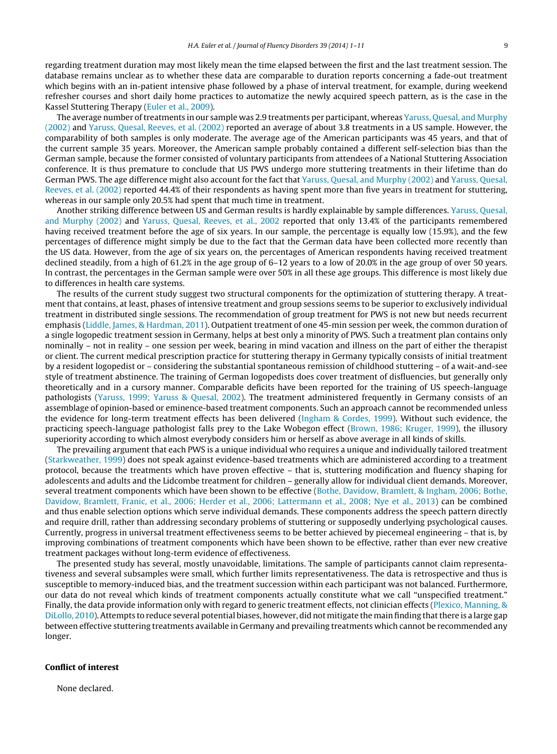regarding treatment duration may most likely mean the time elapsed between the first and the last treatment session. The database remains unclear as to whether these data are comparable to duration reports concerning a fade-out treatment which begins with an in-patient intensive phase followed by a phase of interval treatment, for example, during weekend refresher courses and short daily home practices to automatize the newly acquired speech pattern, as is the case in the Kassel Stuttering Therapy (Euler et al., 2009).

The average number of treatments in our sample was 2.9 treatments per participant, whereas Yaruss, Quesal, and Murphy (2002) and Yaruss, Quesal, Reeves, et al. (2002) reported an average of about 3.8 treatments in a US sample. However, the comparability of both samples is only moderate. The average age of the American participants was 45 years, and that of the current sample 35 years. Moreover, the American sample probably contained a different self-selection bias than the German sample, because the former consisted of voluntary participants from attendees of a National Stuttering Association conference. It is thus premature to conclude that US PWS undergo more stuttering treatments in their lifetime than do German PWS. The age difference might also account for the fact that Yaruss, Quesal, and Murphy (2002) and Yaruss, Quesal, Reeves, et al. (2002) reported 44.4% of their respondents as having spent more than five years in treatment for stuttering, whereas in our sample only 20.5% had spent that much time in treatment.

Another striking difference between US and German results is hardly explainable by sample differences. Yaruss, Quesal, and Murphy (2002) and Yaruss, Quesal, Reeves, et al., 2002 reported that only 13.4% of the participants remembered having received treatment before the age of six years. In our sample, the percentage is equally low (15.9%), and the few percentages of difference might simply be due to the fact that the German data have been collected more recently than the US data. However, from the age of six years on, the percentages of American respondents having received treatment declined steadily, from a high of 61.2% in the age group of 6–12 years to a low of 20.0% in the age group of over 50 years. In contrast, the percentages in the German sample were over 50% in all these age groups. This difference is most likely due to differences in health care systems.

The results of the current study suggest two structural components for the optimization of stuttering therapy. A treatment that contains, at least, phases of intensive treatment and group sessions seems to be superior to exclusively individual treatment in distributed single sessions. The recommendation of group treatment for PWS is not new but needs recurrent emphasis (Liddle, James, & Hardman, 2011). Outpatient treatment of one 45-min session per week, the common duration of a single logopedic treatment session in Germany, helps at best only a minority of PWS. Such a treatment plan contains only nominally – not in reality – one session per week, bearing in mind vacation and illness on the part of either the therapist or client. The current medical prescription practice for stuttering therapy in Germany typically consists of initial treatment by a resident logopedist or – considering the substantial spontaneous remission of childhood stuttering – of a wait-and-see style of treatment abstinence. The training of German logopedists does cover treatment of disfluencies, but generally only theoretically and in a cursory manner. Comparable deficits have been reported for the training of US speech-language pathologists (Yaruss, 1999; Yaruss & Quesal, 2002). The treatment administered frequently in Germany consists of an assemblage of opinion-based or eminence-based treatment components. Such an approach cannot be recommended unless the evidence for long-term treatment effects has been delivered (Ingham & Cordes, 1999). Without such evidence, the practicing speech-language pathologist falls prey to the Lake Wobegon effect (Brown, 1986; Kruger, 1999), the illusory superiority according to which almost everybody considers him or herself as above average in all kinds of skills.

The prevailing argument that each PWS is a unique individual who requires a unique and individually tailored treatment (Starkweather, 1999) does not speak against evidence-based treatments which are administered according to a treatment protocol, because the treatments which have proven effective – that is, stuttering modification and fluency shaping for adolescents and adults and the Lidcombe treatment for children – generally allow for individual client demands. Moreover, several treatment components which have been shown to be effective (Bothe, Davidow, Bramlett, & Ingham, 2006; Bothe, Davidow, Bramlett, Franic, et al., 2006; Herder et al., 2006; Lattermann et al., 2008; Nye et al., 2013) can be combined and thus enable selection options which serve individual demands. These components address the speech pattern directly and require drill, rather than addressing secondary problems of stuttering or supposedly underlying psychological causes. Currently, progress in universal treatment effectiveness seems to be better achieved by piecemeal engineering – that is, by improving combinations of treatment components which have been shown to be effective, rather than ever new creative treatment packages without long-term evidence of effectiveness.

The presented study has several, mostly unavoidable, limitations. The sample of participants cannot claim representativeness and several subsamples were small, which further limits representativeness. The data is retrospective and thus is susceptible to memory-induced bias, and the treatment succession within each participant was not balanced. Furthermore, our data do not reveal which kinds of treatment components actually constitute what we call "unspecified treatment." Finally, the data provide information only with regard to generic treatment effects, not clinician effects (Plexico, Manning, & DiLollo, 2010). Attempts to reduce several potential biases, however, did not mitigate the main finding that there is a large gap between effective stuttering treatments available in Germany and prevailing treatments which cannot be recommended any longer.

## Conflict of interest

None declared.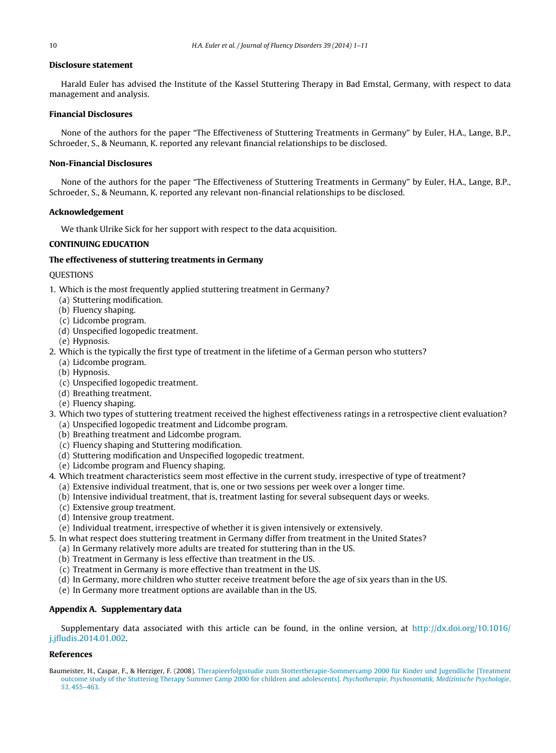### Disclosure statement

Harald Euler has advised the Institute of the Kassel Stuttering Therapy in Bad Emstal, Germany, with respect to data management and analysis.

### Financial Disclosures

None of the authors for the paper "The Effectiveness of Stuttering Treatments in Germany" by Euler, H.A., Lange, B.P., Schroeder, S., & Neumann, K. reported any relevant financial relationships to be disclosed.

### Non-Financial Disclosures

None of the authors for the paper "The Effectiveness of Stuttering Treatments in Germany" by Euler, H.A., Lange, B.P., Schroeder, S., & Neumann, K. reported any relevant non-financial relationships to be disclosed.

### Acknowledgement

We thank Ulrike Sick for her support with respect to the data acquisition.

### CONTINUING EDUCATION

### The effectiveness of stuttering treatments in Germany

QUESTIONS

1. Which is the most frequently applied stuttering treatment in Germany?
   (a) Stuttering modification.
   (b) Fluency shaping.
   (c) Lidcombe program.
   (d) Unspecified logopedic treatment.
   (e) Hypnosis.
2. Which is the typically the first type of treatment in the lifetime of a German person who stutters?
   (a) Lidcombe program.
   (b) Hypnosis.
   (c) Unspecified logopedic treatment.
   (d) Breathing treatment.
   (e) Fluency shaping.
3. Which two types of stuttering treatment received the highest effectiveness ratings in a retrospective client evaluation?
   (a) Unspecified logopedic treatment and Lidcombe program.
   (b) Breathing treatment and Lidcombe program.
   (c) Fluency shaping and Stuttering modification.
   (d) Stuttering modification and Unspecified logopedic treatment.
   (e) Lidcombe program and Fluency shaping.
4. Which treatment characteristics seem most effective in the current study, irrespective of type of treatment?
   (a) Extensive individual treatment, that is, one or two sessions per week over a longer time.
   (b) Intensive individual treatment, that is, treatment lasting for several subsequent days or weeks.
   (c) Extensive group treatment.
   (d) Intensive group treatment.
   (e) Individual treatment, irrespective of whether it is given intensively or extensively.
5. In what respect does stuttering treatment in Germany differ from treatment in the United States?
   (a) In Germany relatively more adults are treated for stuttering than in the US.
   (b) Treatment in Germany is less effective than treatment in the US.
   (c) Treatment in Germany is more effective than treatment in the US.
   (d) In Germany, more children who stutter receive treatment before the age of six years than in the US.
   (e) In Germany more treatment options are available than in the US.

### Appendix A. Supplementary data

Supplementary data associated with this article can be found, in the online version, at http://dx.doi.org/10.1016/j.jfludis.2014.01.002.

### References

Baumeister, H., Caspar, F., & Herziger, F. (2008). Therapieerfolgsstudie zum Stottertherapie-Sommercamp 2000 für Kinder und Jugendliche [Treatment outcome study of the Stuttering Therapy Summer Camp 2000 for children and adolescents]. *Psychotherapie, Psychosomatik, Medizinische Psychologie*, *53*, 455–463.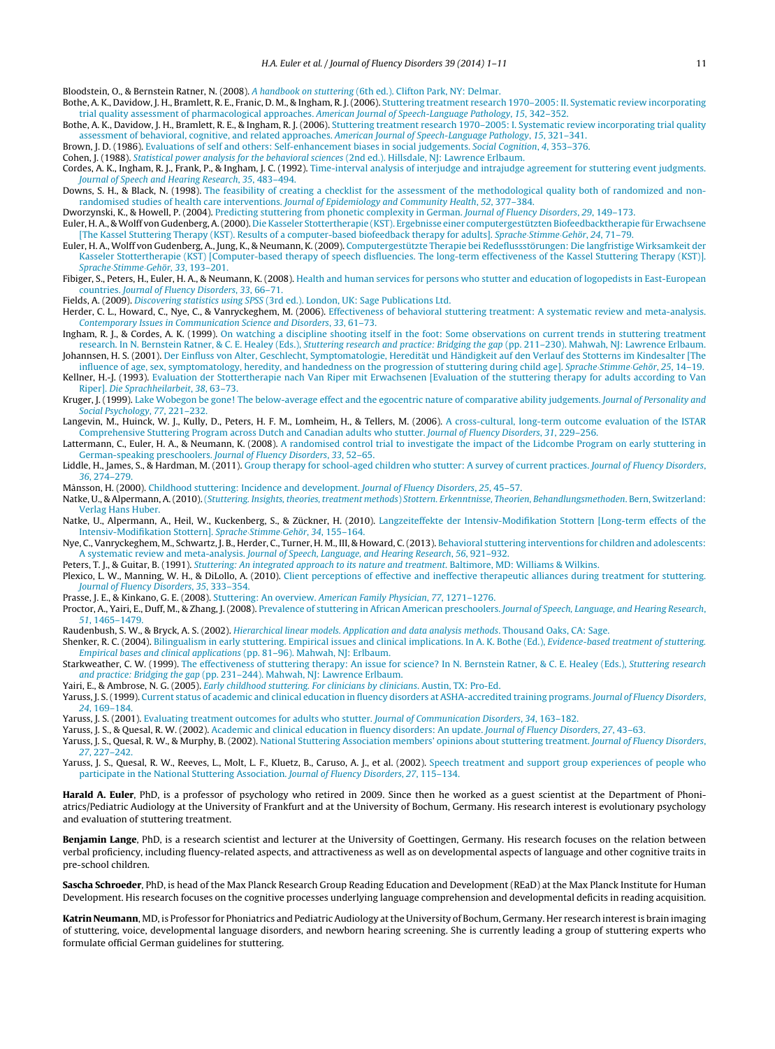Bloodstein, O., & Bernstein Ratner, N. (2008). *A handbook on stuttering* (6th ed.). Clifton Park, NY: Delmar.

Bothe, A. K., Davidow, J. H., Bramlett, R. E., Franic, D. M., & Ingham, R. J. (2006). Stuttering treatment research 1970–2005: II. Systematic review incorporating trial quality assessment of pharmacological approaches. *American Journal of Speech-Language Pathology*, *15*, 342–352.

Bothe, A. K., Davidow, J. H., Bramlett, R. E., & Ingham, R. J. (2006). Stuttering treatment research 1970–2005: I. Systematic review incorporating trial quality assessment of behavioral, cognitive, and related approaches. *American Journal of Speech-Language Pathology*, *15*, 321–341.

Brown, J. D. (1986). Evaluations of self and others: Self-enhancement biases in social judgements. *Social Cognition*, *4*, 353–376.

Cohen, J. (1988). *Statistical power analysis for the behavioral sciences* (2nd ed.). Hillsdale, NJ: Lawrence Erlbaum.

Cordes, A. K., Ingham, R. J., Frank, P., & Ingham, J. C. (1992). Time-interval analysis of interjudge and intrajudge agreement for stuttering event judgments. *Journal of Speech and Hearing Research*, *35*, 483–494.

Downs, S. H., & Black, N. (1998). The feasibility of creating a checklist for the assessment of the methodological quality both of randomized and non-randomised studies of health care interventions. *Journal of Epidemiology and Community Health*, *52*, 377–384.

Dworzynski, K., & Howell, P. (2004). Predicting stuttering from phonetic complexity in German. *Journal of Fluency Disorders*, *29*, 149–173.

Euler, H. A., & Wolff von Gudenberg, A. (2000). Die Kasseler Stottertherapie (KST). Ergebnisse einer computergestützten Biofeedbacktherapie für Erwachsene [The Kassel Stuttering Therapy (KST). Results of a computer-based biofeedback therapy for adults]. *Sprache·Stimme·Gehör*, *24*, 71–79.

Euler, H. A., Wolff von Gudenberg, A., Jung, K., & Neumann, K. (2009). Computergestützte Therapie bei Redeflussstörungen: Die langfristige Wirksamkeit der Kasseler Stottertherapie (KST) [Computer-based therapy of speech disfluencies. The long-term effectiveness of the Kassel Stuttering Therapy (KST)]. *Sprache·Stimme·Gehör*, *33*, 193–201.

Fibiger, S., Peters, H., Euler, H. A., & Neumann, K. (2008). Health and human services for persons who stutter and education of logopedists in East-European countries. *Journal of Fluency Disorders*, *33*, 66–71.

Fields, A. (2009). *Discovering statistics using SPSS* (3rd ed.). London, UK: Sage Publications Ltd.

Herder, C. L., Howard, C., Nye, C., & Vanryckeghem, M. (2006). Effectiveness of behavioral stuttering treatment: A systematic review and meta-analysis. *Contemporary Issues in Communication Science and Disorders*, *33*, 61–73.

Ingham, R. J., & Cordes, A. K. (1999). On watching a discipline shooting itself in the foot: Some observations on current trends in stuttering treatment research. In N. Bernstein Ratner, & C. E. Healey (Eds.), *Stuttering research and practice: Bridging the gap* (pp. 211–230). Mahwah, NJ: Lawrence Erlbaum.

Johannsen, H. S. (2001). Der Einfluss von Alter, Geschlecht, Symptomatologie, Heredität und Händigkeit auf den Verlauf des Stotterns im Kindesalter [The influence of age, sex, symptomatology, heredity, and handedness on the progression of stuttering during child age]. *Sprache·Stimme·Gehör*, *25*, 14–19.

Kellner, H.-J. (1993). Evaluation der Stottertherapie nach Van Riper mit Erwachsenen [Evaluation of the stuttering therapy for adults according to Van Riper]. *Die Sprachheilarbeit*, *38*, 63–73.

Kruger, J. (1999). Lake Wobegon be gone! The below-average effect and the egocentric nature of comparative ability judgements. *Journal of Personality and Social Psychology*, *77*, 221–232.

Langevin, M., Huinck, W. J., Kully, D., Peters, H. F. M., Lomheim, H., & Tellers, M. (2006). A cross-cultural, long-term outcome evaluation of the ISTAR Comprehensive Stuttering Program across Dutch and Canadian adults who stutter. *Journal of Fluency Disorders*, *31*, 229–256.

Lattermann, C., Euler, H. A., & Neumann, K. (2008). A randomised control trial to investigate the impact of the Lidcombe Program on early stuttering in German-speaking preschoolers. *Journal of Fluency Disorders*, *33*, 52–65.

Liddle, H., James, S., & Hardman, M. (2011). Group therapy for school-aged children who stutter: A survey of current practices. *Journal of Fluency Disorders*, *36*, 274–279.

Månsson, H. (2000). Childhood stuttering: Incidence and development. *Journal of Fluency Disorders*, *25*, 45–57.

Natke, U., & Alpermann, A. (2010). *(Stuttering. Insights, theories, treatment methods) Stottern. Erkenntnisse, Theorien, Behandlungsmethoden*. Bern, Switzerland: Verlag Hans Huber.

Natke, U., Alpermann, A., Heil, W., Kuckenberg, S., & Zückner, H. (2010). Langzeiteffekte der Intensiv-Modifikation Stottern [Long-term effects of the Intensiv-Modifikation Stottern]. *Sprache·Stimme·Gehör*, *34*, 155–164.

Nye, C., Vanryckeghem, M., Schwartz, J. B., Herder, C., Turner, H. M., III, & Howard, C. (2013). Behavioral stuttering interventions for children and adolescents: A systematic review and meta-analysis. *Journal of Speech, Language, and Hearing Research*, *56*, 921–932.

Peters, T. J., & Guitar, B. (1991). *Stuttering: An integrated approach to its nature and treatment*. Baltimore, MD: Williams & Wilkins.

Plexico, L. W., Manning, W. H., & DiLollo, A. (2010). Client perceptions of effective and ineffective therapeutic alliances during treatment for stuttering. *Journal of Fluency Disorders*, *35*, 333–354.

Prasse, J. E., & Kinkano, G. E. (2008). Stuttering: An overview. *American Family Physician*, *77*, 1271–1276.

Proctor, A., Yairi, E., Duff, M., & Zhang, J. (2008). Prevalence of stuttering in African American preschoolers. *Journal of Speech, Language, and Hearing Research*, *51*, 1465–1479.

Raudenbush, S. W., & Bryck, A. S. (2002). *Hierarchical linear models. Application and data analysis methods*. Thousand Oaks, CA: Sage.

Shenker, R. C. (2004). Bilingualism in early stuttering. Empirical issues and clinical implications. In A. K. Bothe (Ed.), *Evidence-based treatment of stuttering. Empirical bases and clinical applications* (pp. 81–96). Mahwah, NJ: Erlbaum.

Starkweather, C. W. (1999). The effectiveness of stuttering therapy: An issue for science? In N. Bernstein Ratner, & C. E. Healey (Eds.), *Stuttering research and practice: Bridging the gap* (pp. 231–244). Mahwah, NJ: Lawrence Erlbaum.

Yairi, E., & Ambrose, N. G. (2005). *Early childhood stuttering. For clinicians by clinicians*. Austin, TX: Pro-Ed.

Yaruss, J. S. (1999). Current status of academic and clinical education in fluency disorders at ASHA-accredited training programs. *Journal of Fluency Disorders*, *24*, 169–184.

Yaruss, J. S. (2001). Evaluating treatment outcomes for adults who stutter. *Journal of Communication Disorders*, *34*, 163–182.

Yaruss, J. S., & Quesal, R. W. (2002). Academic and clinical education in fluency disorders: An update. *Journal of Fluency Disorders*, *27*, 43–63.

Yaruss, J. S., Quesal, R. W., & Murphy, B. (2002). National Stuttering Association members' opinions about stuttering treatment. *Journal of Fluency Disorders*, *27*, 227–242.

Yaruss, J. S., Quesal, R. W., Reeves, L., Molt, L. F., Kluetz, B., Caruso, A. J., et al. (2002). Speech treatment and support group experiences of people who participate in the National Stuttering Association. *Journal of Fluency Disorders*, *27*, 115–134.

**Harald A. Euler**, PhD, is a professor of psychology who retired in 2009. Since then he worked as a guest scientist at the Department of Phoniatrics/Pediatric Audiology at the University of Frankfurt and at the University of Bochum, Germany. His research interest is evolutionary psychology and evaluation of stuttering treatment.

**Benjamin Lange**, PhD, is a research scientist and lecturer at the University of Goettingen, Germany. His research focuses on the relation between verbal proficiency, including fluency-related aspects, and attractiveness as well as on developmental aspects of language and other cognitive traits in pre-school children.

**Sascha Schroeder**, PhD, is head of the Max Planck Research Group Reading Education and Development (REaD) at the Max Planck Institute for Human Development. His research focuses on the cognitive processes underlying language comprehension and developmental deficits in reading acquisition.

**Katrin Neumann**, MD, is Professor for Phoniatrics and Pediatric Audiology at the University of Bochum, Germany. Her research interest is brain imaging of stuttering, voice, developmental language disorders, and newborn hearing screening. She is currently leading a group of stuttering experts who formulate official German guidelines for stuttering.